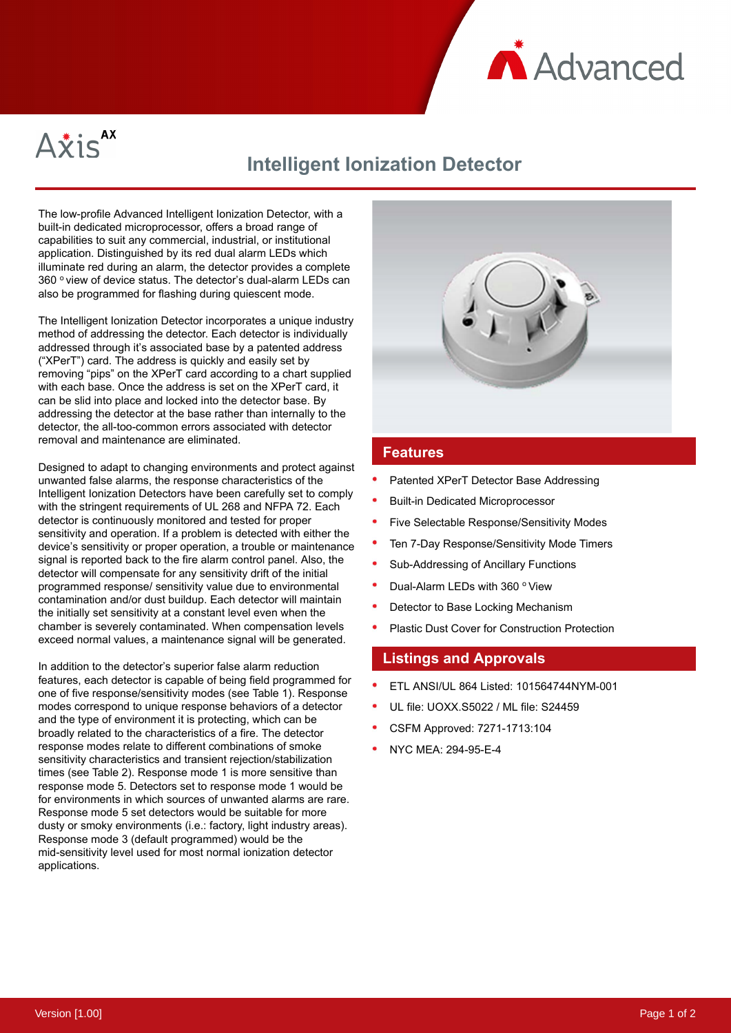# Axis AX

## Intelligent Ionization Detector

The low-profile Advanced Intelligent Ionization Detector, with a built-in dedicated microprocessor, offers a broad range of capabilities to suit any commercial, industrial, or institutional application. Distinguished by its red dual alarm LEDs which illuminate red during an alarm, the detector provides a complete 360 ° view of device status. The detector's dual-alarm LEDs can also be programmed for flashing during quiescent mode.

The Intelligent Ionization Detector incorporates a unique industry method of addressing the detector. Each detector is individually addressed through it's associated base by a patented address ("XPerT") card. The address is quickly and easily set by removing "pips" on the XPerT card according to a chart supplied with each base. Once the address is set on the XPerT card, it can be slid into place and locked into the detector base. By addressing the detector at the base rather than internally to the detector, the all-too-common errors associated with detector removal and maintenance are eliminated.

Designed to adapt to changing environments and protect against unwanted false alarms, the response characteristics of the Intelligent Ionization Detectors have been carefully set to comply with the stringent requirements of UL 268 and NFPA 72. Each detector is continuously monitored and tested for proper sensitivity and operation. If a problem is detected with either the device's sensitivity or proper operation, a trouble or maintenance signal is reported back to the fire alarm control panel. Also, the detector will compensate for any sensitivity drift of the initial programmed response/ sensitivity value due to environmental contamination and/or dust buildup. Each detector will maintain the initially set sensitivity at a constant level even when the chamber is severely contaminated. When compensation levels exceed normal values, a maintenance signal will be generated.

In addition to the detector's superior false alarm reduction features, each detector is capable of being field programmed for one of five response/sensitivity modes (see Table 1). Response modes correspond to unique response behaviors of a detector and the type of environment it is protecting, which can be broadly related to the characteristics of a fire. The detector response modes relate to different combinations of smoke sensitivity characteristics and transient rejection/stabilization times (see Table 2). Response mode 1 is more sensitive than response mode 5. Detectors set to response mode 1 would be for environments in which sources of unwanted alarms are rare. Response mode 5 set detectors would be suitable for more dusty or smoky environments (i.e.: factory, light industry areas). Response mode 3 (default programmed) would be the mid-sensitivity level used for most normal ionization detector applications.

### Features

- Patented XPerT Detector Base Addressing
- Built-in Dedicated Microprocessor
- Five Selectable Response/Sensitivity Modes
- Ten 7-Day Response/Sensitivity Mode Timers
- Sub-Addressing of Ancillary Functions
- Dual-Alarm LEDs with 360 ° View
- Detector to Base Locking Mechanism
- Plastic Dust Cover for Construction Protection

### Listings and Approvals

- ETL ANSI/UL 864 Listed: 101564744NYM-001
- UL file: UOXX.S5022 / ML file: S24459
- CSFM Approved: 7271-1713:104
- NYC MEA: 294-95-E-4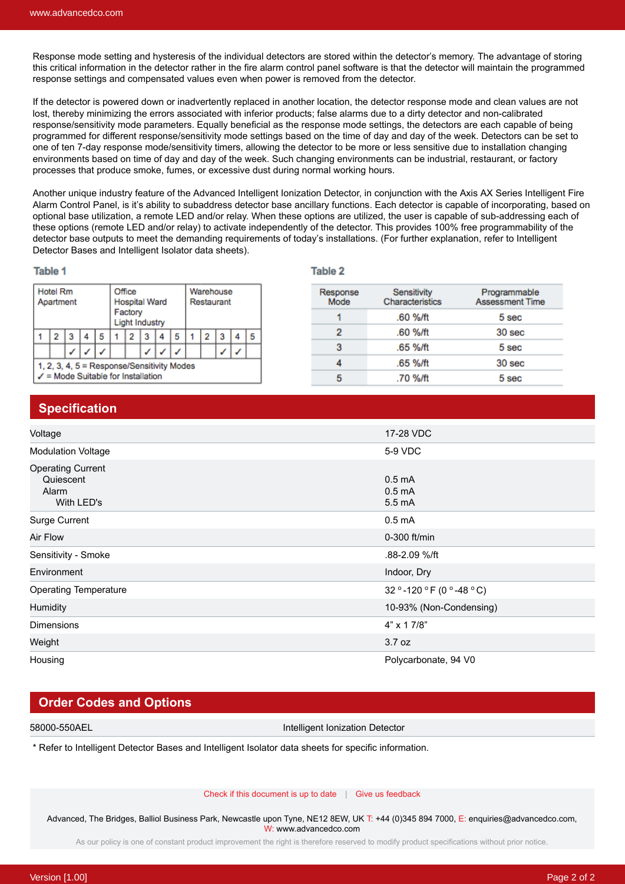Response mode setting and hysteresis of the individual detectors are stored within the detector's memory. The advantage of storing this critical information in the detector rather in the fire alarm control panel software is that the detector will maintain the programmed response settings and compensated values even when power is removed from the detector.

If the detector is powered down or inadvertently replaced in another location, the detector response mode and clean values are not lost, thereby minimizing the errors associated with inferior products; false alarms due to a dirty detector and non-calibrated response/sensitivity mode parameters. Equally beneficial as the response mode settings, the detectors are each capable of being programmed for different response/sensitivity mode settings based on the time of day and day of the week. Detectors can be set to one of ten 7-day response mode/sensitivity timers, allowing the detector to be more or less sensitive due to installation changing environments based on time of day and day of the week. Such changing environments can be industrial, restaurant, or factory processes that produce smoke, fumes, or excessive dust during normal working hours.

Another unique industry feature of the Advanced Intelligent Ionization Detector, in conjunction with the Axis AX Series Intelligent Fire Alarm Control Panel, is it's ability to subaddress detector base ancillary functions. Each detector is capable of incorporating, based on optional base utilization, a remote LED and/or relay. When these options are utilized, the user is capable of sub-addressing each of these options (remote LED and/or relay) to activate independently of the detector. This provides 100% free programmability of the detector base outputs to meet the demanding requirements of today's installations. (For further explanation, refer to Intelligent Detector Bases and Intelligent Isolator data sheets).

**Table 1**

| Hotel Rm Apartment | | | | | Office Hospital Ward Factory Light Industry | | | | | Warehouse Restaurant | | | | |
|---|---|---|---|---|---|---|---|---|---|---|---|---|---|---|
| 1 | 2 | 3 | 4 | 5 | 1 | 2 | 3 | 4 | 5 | 1 | 2 | 3 | 4 | 5 |
| | | ✓ | ✓ | ✓ | | | ✓ | ✓ | ✓ | | | ✓ | ✓ | |

1, 2, 3, 4, 5 = Response/Sensitivity Modes
✓ = Mode Suitable for Installation

**Table 2**

| Response Mode | Sensitivity Characteristics | Programmable Assessment Time |
|---|---|---|
| 1 | .60 %/ft | 5 sec |
| 2 | .60 %/ft | 30 sec |
| 3 | .65 %/ft | 5 sec |
| 4 | .65 %/ft | 30 sec |
| 5 | .70 %/ft | 5 sec |

## Specification

| | |
|---|---|
| Voltage | 17-28 VDC |
| Modulation Voltage | 5-9 VDC |
| Operating Current<br>Quiescent<br>Alarm<br>With LED's | <br>0.5 mA<br>0.5 mA<br>5.5 mA |
| Surge Current | 0.5 mA |
| Air Flow | 0-300 ft/min |
| Sensitivity - Smoke | .88-2.09 %/ft |
| Environment | Indoor, Dry |
| Operating Temperature | 32 °-120 °F (0 °-48 °C) |
| Humidity | 10-93% (Non-Condensing) |
| Dimensions | 4" x 1 7/8" |
| Weight | 3.7 oz |
| Housing | Polycarbonate, 94 V0 |

## Order Codes and Options

| | |
|---|---|
| 58000-550AEL | Intelligent Ionization Detector |

* Refer to Intelligent Detector Bases and Intelligent Isolator data sheets for specific information.

Check if this document is up to date | Give us feedback

Advanced, The Bridges, Balliol Business Park, Newcastle upon Tyne, NE12 8EW, UK T: +44 (0)345 894 7000, E: enquiries@advancedco.com, W: www.advancedco.com

As our policy is one of constant product improvement the right is therefore reserved to modify product specifications without prior notice.